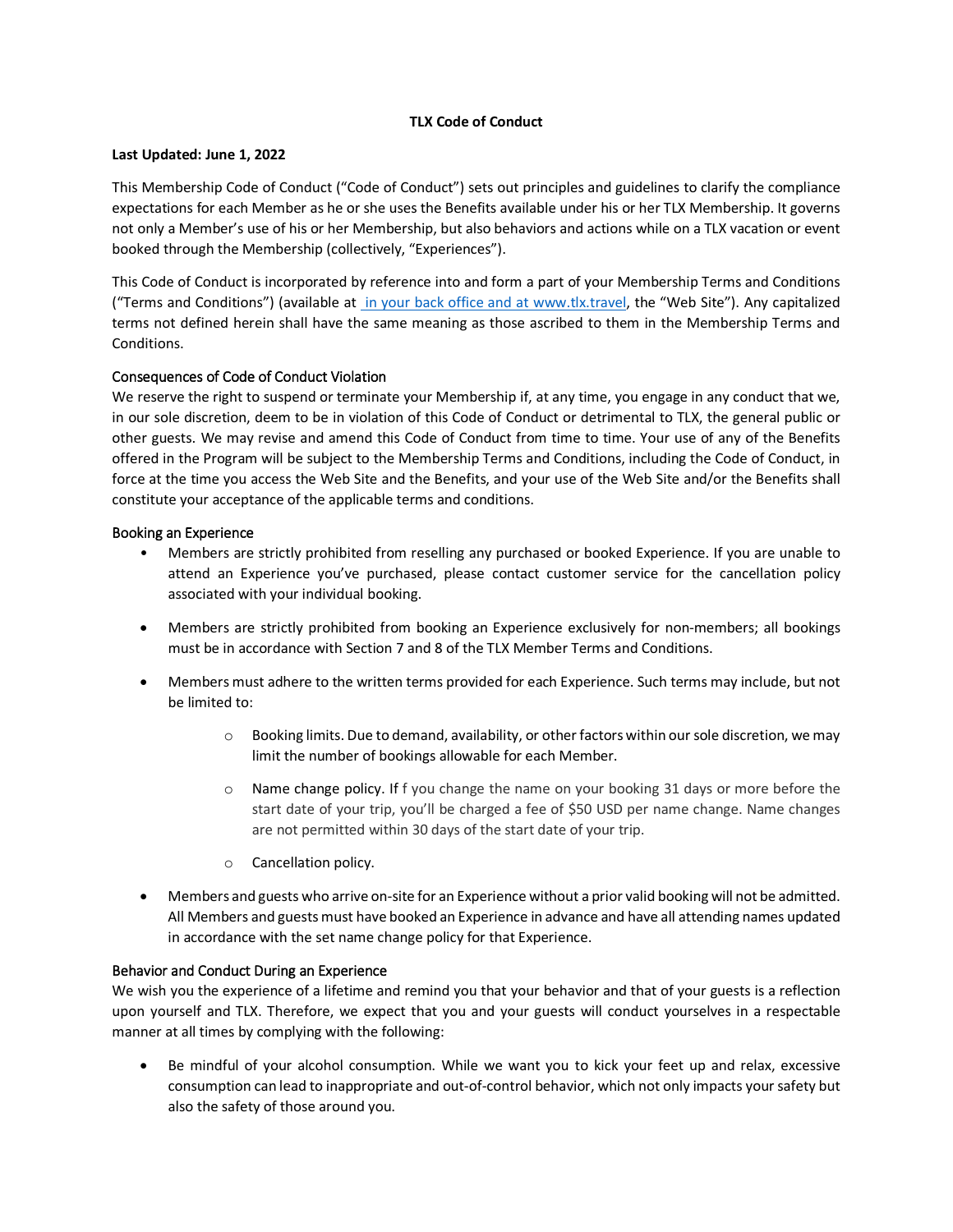**TLX Code of Conduct**

**Last Updated: June 1, 2022**

This Membership Code of Conduct ("Code of Conduct") sets out principles and guidelines to clarify the compliance expectations for each Member as he or she uses the Benefits available under his or her TLX Membership. It governs not only a Member's use of his or her Membership, but also behaviors and actions while on a TLX vacation or event booked through the Membership (collectively, "Experiences").

This Code of Conduct is incorporated by reference into and form a part of your Membership Terms and Conditions ("Terms and Conditions") (available at in your back office and at www.tlx.travel, the "Web Site"). Any capitalized terms not defined herein shall have the same meaning as those ascribed to them in the Membership Terms and Conditions.

## Consequences of Code of Conduct Violation

We reserve the right to suspend or terminate your Membership if, at any time, you engage in any conduct that we, in our sole discretion, deem to be in violation of this Code of Conduct or detrimental to TLX, the general public or other guests. We may revise and amend this Code of Conduct from time to time. Your use of any of the Benefits offered in the Program will be subject to the Membership Terms and Conditions, including the Code of Conduct, in force at the time you access the Web Site and the Benefits, and your use of the Web Site and/or the Benefits shall constitute your acceptance of the applicable terms and conditions.

## Booking an Experience

- Members are strictly prohibited from reselling any purchased or booked Experience. If you are unable to attend an Experience you've purchased, please contact customer service for the cancellation policy associated with your individual booking.
- Members are strictly prohibited from booking an Experience exclusively for non-members; all bookings must be in accordance with Section 7 and 8 of the TLX Member Terms and Conditions.
- Members must adhere to the written terms provided for each Experience. Such terms may include, but not be limited to:
    - Booking limits. Due to demand, availability, or other factors within our sole discretion, we may limit the number of bookings allowable for each Member.
    - Name change policy. If f you change the name on your booking 31 days or more before the start date of your trip, you'll be charged a fee of $50 USD per name change. Name changes are not permitted within 30 days of the start date of your trip.
    - Cancellation policy.
- Members and guests who arrive on-site for an Experience without a prior valid booking will not be admitted. All Members and guests must have booked an Experience in advance and have all attending names updated in accordance with the set name change policy for that Experience.

## Behavior and Conduct During an Experience

We wish you the experience of a lifetime and remind you that your behavior and that of your guests is a reflection upon yourself and TLX. Therefore, we expect that you and your guests will conduct yourselves in a respectable manner at all times by complying with the following:

- Be mindful of your alcohol consumption. While we want you to kick your feet up and relax, excessive consumption can lead to inappropriate and out-of-control behavior, which not only impacts your safety but also the safety of those around you.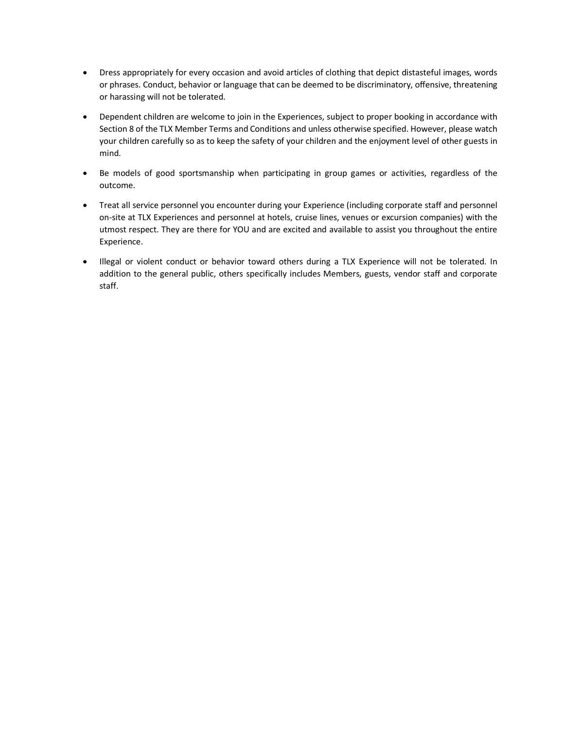- Dress appropriately for every occasion and avoid articles of clothing that depict distasteful images, words or phrases. Conduct, behavior or language that can be deemed to be discriminatory, offensive, threatening or harassing will not be tolerated.

- Dependent children are welcome to join in the Experiences, subject to proper booking in accordance with Section 8 of the TLX Member Terms and Conditions and unless otherwise specified. However, please watch your children carefully so as to keep the safety of your children and the enjoyment level of other guests in mind.

- Be models of good sportsmanship when participating in group games or activities, regardless of the outcome.

- Treat all service personnel you encounter during your Experience (including corporate staff and personnel on-site at TLX Experiences and personnel at hotels, cruise lines, venues or excursion companies) with the utmost respect. They are there for YOU and are excited and available to assist you throughout the entire Experience.

- Illegal or violent conduct or behavior toward others during a TLX Experience will not be tolerated. In addition to the general public, others specifically includes Members, guests, vendor staff and corporate staff.